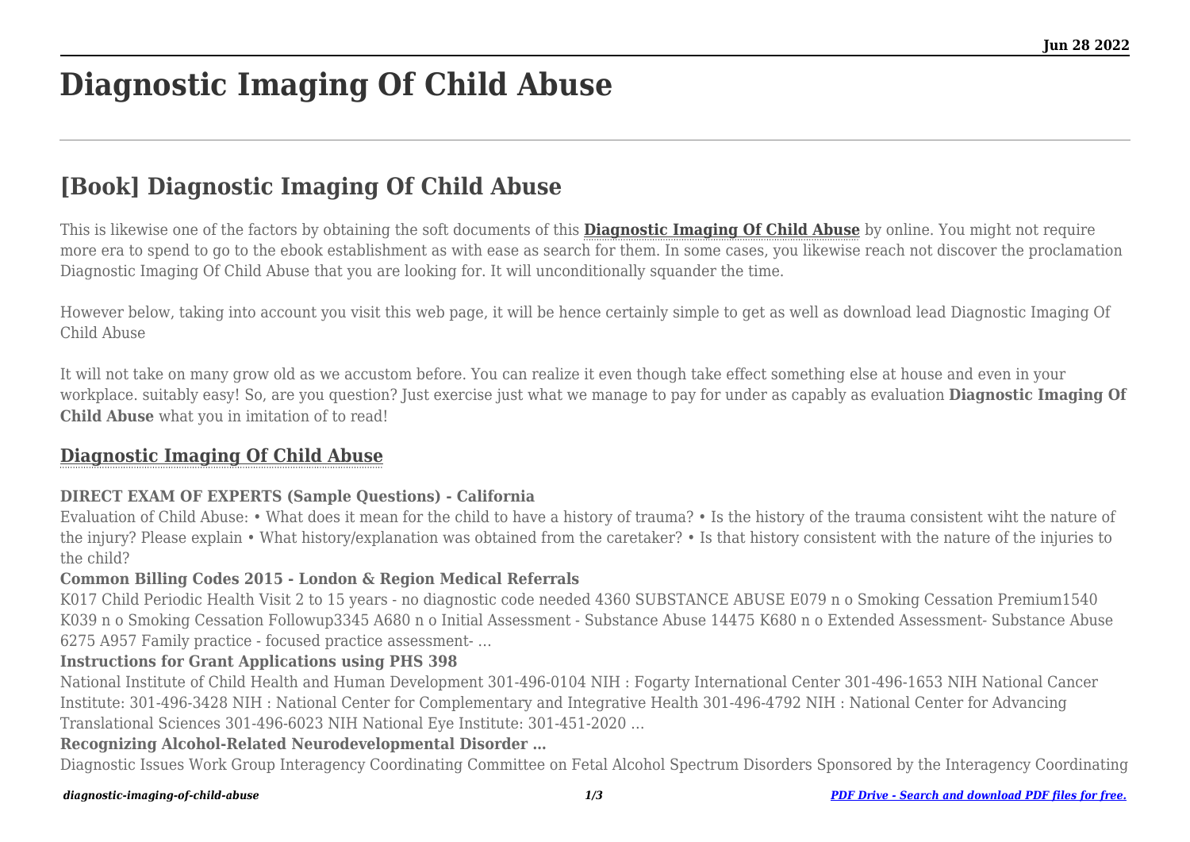# Diagnostic Imaging Of Child Abuse

## [Book] Diagnostic Imaging Of Child Abuse

This is likewise one of the factors by obtaining the soft documents of this **Diagnostic Imaging Of Child Abuse** by online. You might not require more era to spend to go to the ebook establishment as with ease as search for them. In some cases, you likewise reach not discover the proclamation Diagnostic Imaging Of Child Abuse that you are looking for. It will unconditionally squander the time.

However below, taking into account you visit this web page, it will be hence certainly simple to get as well as download lead Diagnostic Imaging Of Child Abuse

It will not take on many grow old as we accustom before. You can realize it even though take effect something else at house and even in your workplace. suitably easy! So, are you question? Just exercise just what we manage to pay for under as capably as evaluation **Diagnostic Imaging Of Child Abuse** what you in imitation of to read!

### Diagnostic Imaging Of Child Abuse

**DIRECT EXAM OF EXPERTS (Sample Questions) - California**

Evaluation of Child Abuse: • What does it mean for the child to have a history of trauma? • Is the history of the trauma consistent wiht the nature of the injury? Please explain • What history/explanation was obtained from the caretaker? • Is that history consistent with the nature of the injuries to the child?

**Common Billing Codes 2015 - London & Region Medical Referrals**

K017 Child Periodic Health Visit 2 to 15 years - no diagnostic code needed 4360 SUBSTANCE ABUSE E079 n o Smoking Cessation Premium1540 K039 n o Smoking Cessation Followup3345 A680 n o Initial Assessment - Substance Abuse 14475 K680 n o Extended Assessment- Substance Abuse 6275 A957 Family practice - focused practice assessment- …

**Instructions for Grant Applications using PHS 398**

National Institute of Child Health and Human Development 301-496-0104 NIH : Fogarty International Center 301-496-1653 NIH National Cancer Institute: 301-496-3428 NIH : National Center for Complementary and Integrative Health 301-496-4792 NIH : National Center for Advancing Translational Sciences 301-496-6023 NIH National Eye Institute: 301-451-2020 …

**Recognizing Alcohol-Related Neurodevelopmental Disorder …**

Diagnostic Issues Work Group Interagency Coordinating Committee on Fetal Alcohol Spectrum Disorders Sponsored by the Interagency Coordinating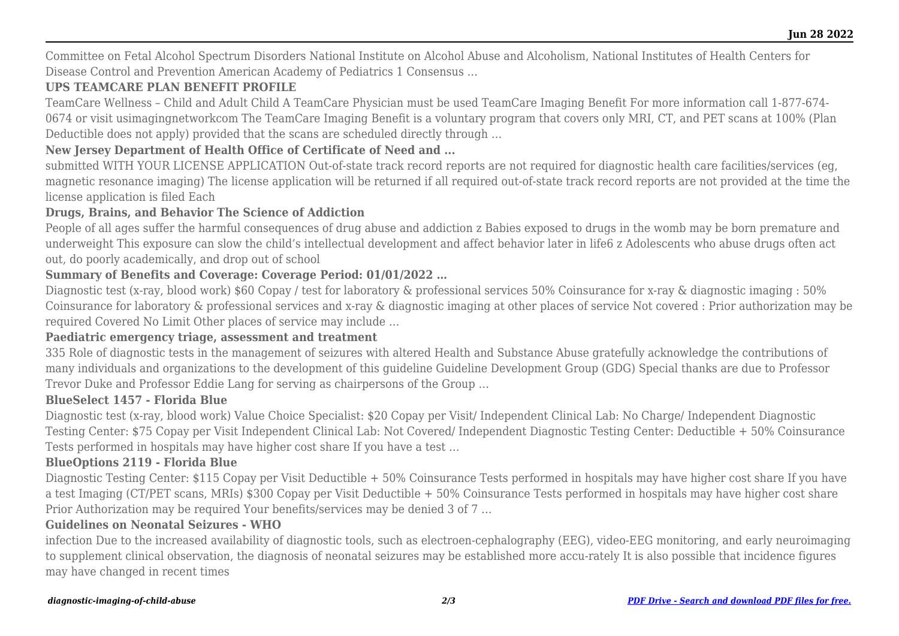Committee on Fetal Alcohol Spectrum Disorders National Institute on Alcohol Abuse and Alcoholism, National Institutes of Health Centers for Disease Control and Prevention American Academy of Pediatrics 1 Consensus …

### UPS TEAMCARE PLAN BENEFIT PROFILE

TeamCare Wellness – Child and Adult Child A TeamCare Physician must be used TeamCare Imaging Benefit For more information call 1-877-674-0674 or visit usimagingnetworkcom The TeamCare Imaging Benefit is a voluntary program that covers only MRI, CT, and PET scans at 100% (Plan Deductible does not apply) provided that the scans are scheduled directly through …

### New Jersey Department of Health Office of Certificate of Need and ...

submitted WITH YOUR LICENSE APPLICATION Out-of-state track record reports are not required for diagnostic health care facilities/services (eg, magnetic resonance imaging) The license application will be returned if all required out-of-state track record reports are not provided at the time the license application is filed Each

### Drugs, Brains, and Behavior The Science of Addiction

People of all ages suffer the harmful consequences of drug abuse and addiction z Babies exposed to drugs in the womb may be born premature and underweight This exposure can slow the child's intellectual development and affect behavior later in life6 z Adolescents who abuse drugs often act out, do poorly academically, and drop out of school

### Summary of Benefits and Coverage: Coverage Period: 01/01/2022 …

Diagnostic test (x-ray, blood work) $60 Copay / test for laboratory & professional services 50% Coinsurance for x-ray & diagnostic imaging : 50% Coinsurance for laboratory & professional services and x-ray & diagnostic imaging at other places of service Not covered : Prior authorization may be required Covered No Limit Other places of service may include …

### Paediatric emergency triage, assessment and treatment

335 Role of diagnostic tests in the management of seizures with altered Health and Substance Abuse gratefully acknowledge the contributions of many individuals and organizations to the development of this guideline Guideline Development Group (GDG) Special thanks are due to Professor Trevor Duke and Professor Eddie Lang for serving as chairpersons of the Group …

### BlueSelect 1457 - Florida Blue

Diagnostic test (x-ray, blood work) Value Choice Specialist: $20 Copay per Visit/ Independent Clinical Lab: No Charge/ Independent Diagnostic Testing Center: $75 Copay per Visit Independent Clinical Lab: Not Covered/ Independent Diagnostic Testing Center: Deductible + 50% Coinsurance Tests performed in hospitals may have higher cost share If you have a test …

### BlueOptions 2119 - Florida Blue

Diagnostic Testing Center: $115 Copay per Visit Deductible + 50% Coinsurance Tests performed in hospitals may have higher cost share If you have a test Imaging (CT/PET scans, MRIs) $300 Copay per Visit Deductible + 50% Coinsurance Tests performed in hospitals may have higher cost share Prior Authorization may be required Your benefits/services may be denied 3 of 7 …

### Guidelines on Neonatal Seizures - WHO

infection Due to the increased availability of diagnostic tools, such as electroen-cephalography (EEG), video-EEG monitoring, and early neuroimaging to supplement clinical observation, the diagnosis of neonatal seizures may be established more accu-rately It is also possible that incidence figures may have changed in recent times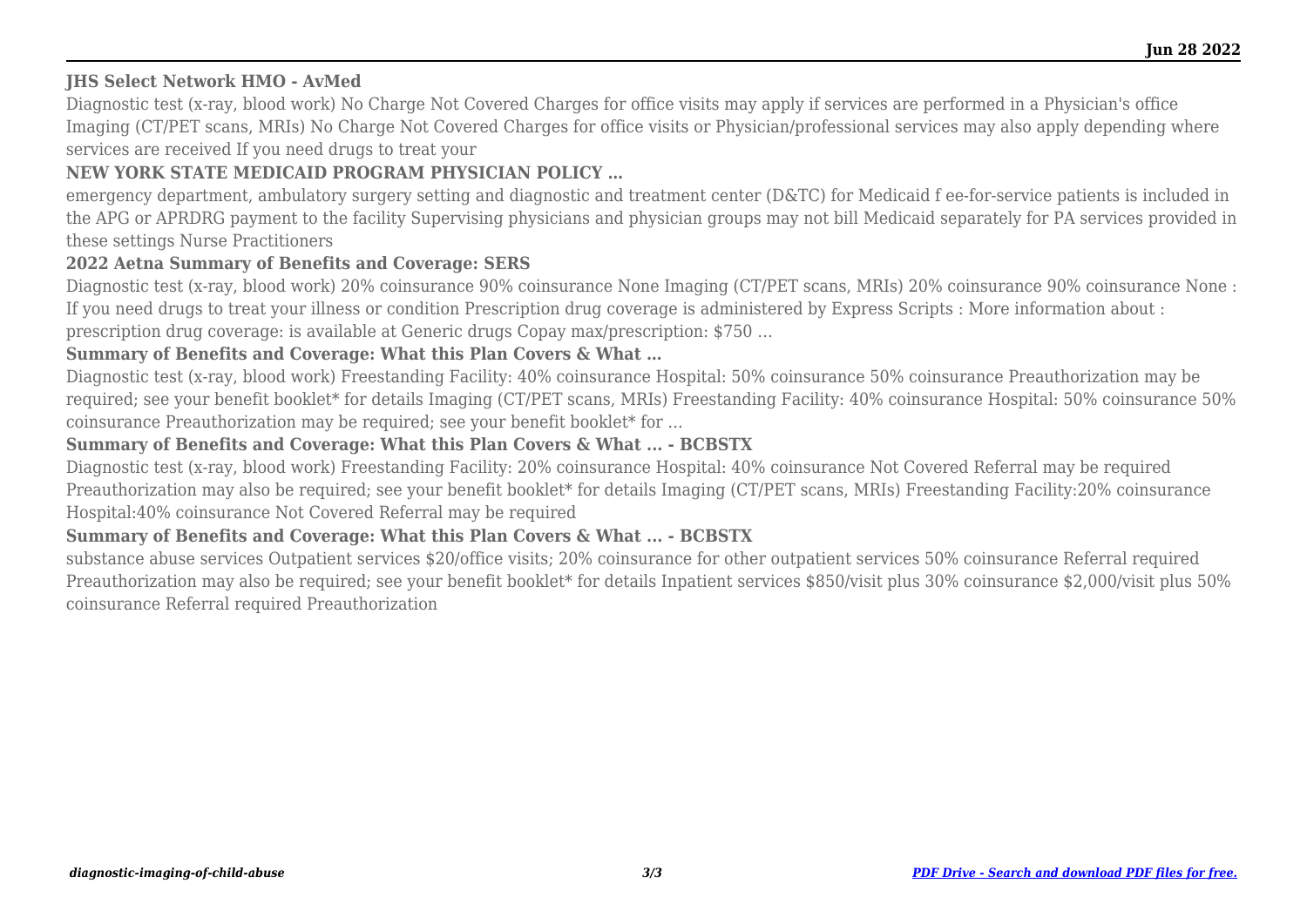**JHS Select Network HMO - AvMed**

Diagnostic test (x-ray, blood work) No Charge Not Covered Charges for office visits may apply if services are performed in a Physician's office Imaging (CT/PET scans, MRIs) No Charge Not Covered Charges for office visits or Physician/professional services may also apply depending where services are received If you need drugs to treat your

**NEW YORK STATE MEDICAID PROGRAM PHYSICIAN POLICY …**

emergency department, ambulatory surgery setting and diagnostic and treatment center (D&TC) for Medicaid f ee-for-service patients is included in the APG or APRDRG payment to the facility Supervising physicians and physician groups may not bill Medicaid separately for PA services provided in these settings Nurse Practitioners

**2022 Aetna Summary of Benefits and Coverage: SERS**

Diagnostic test (x-ray, blood work) 20% coinsurance 90% coinsurance None Imaging (CT/PET scans, MRIs) 20% coinsurance 90% coinsurance None : If you need drugs to treat your illness or condition Prescription drug coverage is administered by Express Scripts : More information about : prescription drug coverage: is available at Generic drugs Copay max/prescription: $750 …

**Summary of Benefits and Coverage: What this Plan Covers & What …**

Diagnostic test (x-ray, blood work) Freestanding Facility: 40% coinsurance Hospital: 50% coinsurance 50% coinsurance Preauthorization may be required; see your benefit booklet* for details Imaging (CT/PET scans, MRIs) Freestanding Facility: 40% coinsurance Hospital: 50% coinsurance 50% coinsurance Preauthorization may be required; see your benefit booklet* for …

**Summary of Benefits and Coverage: What this Plan Covers & What ... - BCBSTX**

Diagnostic test (x-ray, blood work) Freestanding Facility: 20% coinsurance Hospital: 40% coinsurance Not Covered Referral may be required Preauthorization may also be required; see your benefit booklet* for details Imaging (CT/PET scans, MRIs) Freestanding Facility:20% coinsurance Hospital:40% coinsurance Not Covered Referral may be required

**Summary of Benefits and Coverage: What this Plan Covers & What ... - BCBSTX**

substance abuse services Outpatient services $20/office visits; 20% coinsurance for other outpatient services 50% coinsurance Referral required Preauthorization may also be required; see your benefit booklet* for details Inpatient services $850/visit plus 30% coinsurance $2,000/visit plus 50% coinsurance Referral required Preauthorization